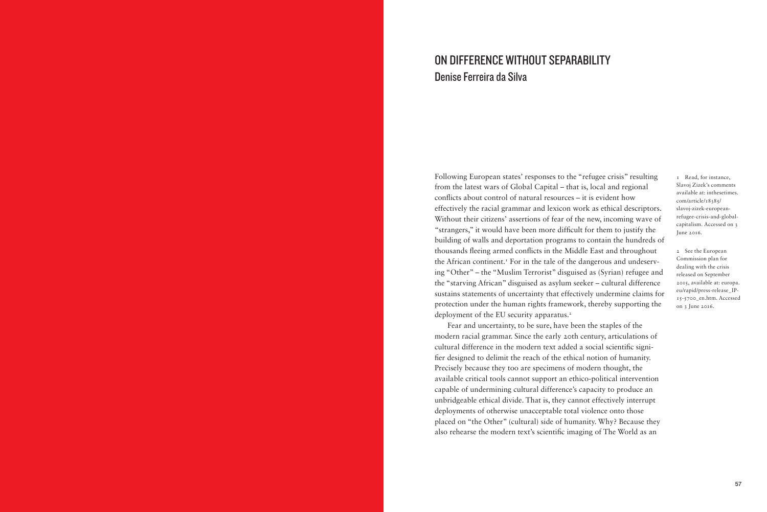# ON DIFFERENCE WITHOUT SEPARABILITY

## Denise Ferreira da Silva

Following European states' responses to the "refugee crisis" resulting from the latest wars of Global Capital – that is, local and regional conflicts about control of natural resources – it is evident how effectively the racial grammar and lexicon work as ethical descriptors. Without their citizens' assertions of fear of the new, incoming wave of "strangers," it would have been more difficult for them to justify the building of walls and deportation programs to contain the hundreds of thousands fleeing armed conflicts in the Middle East and throughout the African continent.[1] For in the tale of the dangerous and undeserving "Other" – the "Muslim Terrorist" disguised as (Syrian) refugee and the "starving African" disguised as asylum seeker – cultural difference sustains statements of uncertainty that effectively undermine claims for protection under the human rights framework, thereby supporting the deployment of the EU security apparatus.[2]

Fear and uncertainty, to be sure, have been the staples of the modern racial grammar. Since the early 20th century, articulations of cultural difference in the modern text added a social scientific signifier designed to delimit the reach of the ethical notion of humanity. Precisely because they too are specimens of modern thought, the available critical tools cannot support an ethico-political intervention capable of undermining cultural difference's capacity to produce an unbridgeable ethical divide. That is, they cannot effectively interrupt deployments of otherwise unacceptable total violence onto those placed on "the Other" (cultural) side of humanity. Why? Because they also rehearse the modern text's scientific imaging of The World as an

1 Read, for instance, Slavoj Zizek's comments available at: inthesetimes.com/article/18385/slavoj-zizek-european-refugee-crisis-and-global-capitalism. Accessed on 3 June 2016.

2 See the European Commission plan for dealing with the crisis released on September 2015, available at: europa.eu/rapid/press-release_IP-15-5700_en.htm. Accessed on 3 June 2016.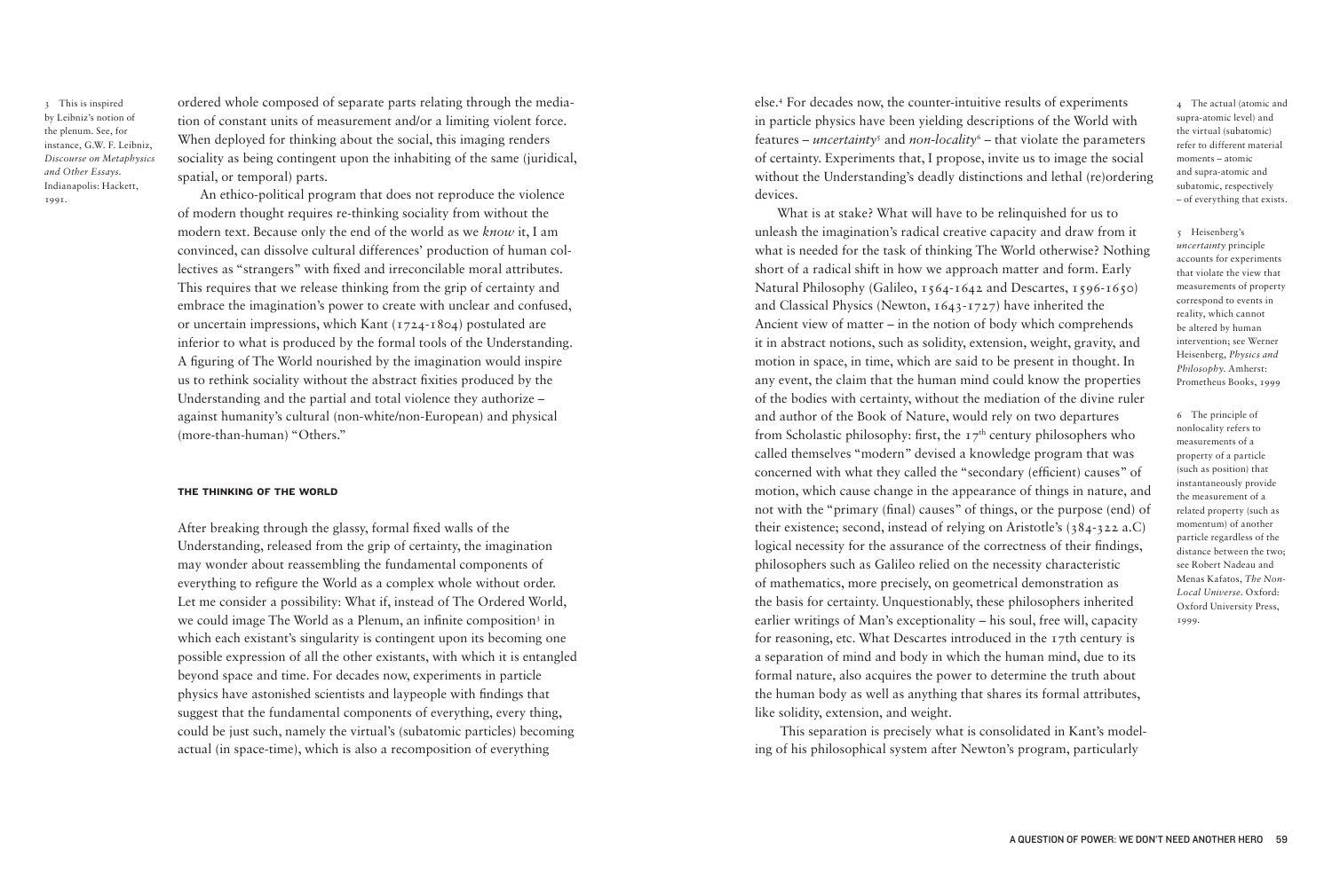ordered whole composed of separate parts relating through the mediation of constant units of measurement and/or a limiting violent force. When deployed for thinking about the social, this imaging renders sociality as being contingent upon the inhabiting of the same (juridical, spatial, or temporal) parts.

An ethico-political program that does not reproduce the violence of modern thought requires re-thinking sociality from without the modern text. Because only the end of the world as we *know* it, I am convinced, can dissolve cultural differences' production of human collectives as "strangers" with fixed and irreconcilable moral attributes. This requires that we release thinking from the grip of certainty and embrace the imagination's power to create with unclear and confused, or uncertain impressions, which Kant (1724-1804) postulated are inferior to what is produced by the formal tools of the Understanding. A figuring of The World nourished by the imagination would inspire us to rethink sociality without the abstract fixities produced by the Understanding and the partial and total violence they authorize – against humanity's cultural (non-white/non-European) and physical (more-than-human) "Others."

## THE THINKING OF THE WORLD

After breaking through the glassy, formal fixed walls of the Understanding, released from the grip of certainty, the imagination may wonder about reassembling the fundamental components of everything to refigure the World as a complex whole without order. Let me consider a possibility: What if, instead of The Ordered World, we could image The World as a Plenum, an infinite composition[3] in which each existant's singularity is contingent upon its becoming one possible expression of all the other existants, with which it is entangled beyond space and time. For decades now, experiments in particle physics have astonished scientists and laypeople with findings that suggest that the fundamental components of everything, every thing, could be just such, namely the virtual's (subatomic particles) becoming actual (in space-time), which is also a recomposition of everything else.[4] For decades now, the counter-intuitive results of experiments in particle physics have been yielding descriptions of the World with features – *uncertainty*[5] and *non-locality*[6] – that violate the parameters of certainty. Experiments that, I propose, invite us to image the social without the Understanding's deadly distinctions and lethal (re)ordering devices.

What is at stake? What will have to be relinquished for us to unleash the imagination's radical creative capacity and draw from it what is needed for the task of thinking The World otherwise? Nothing short of a radical shift in how we approach matter and form. Early Natural Philosophy (Galileo, 1564-1642 and Descartes, 1596-1650) and Classical Physics (Newton, 1643-1727) have inherited the Ancient view of matter – in the notion of body which comprehends it in abstract notions, such as solidity, extension, weight, gravity, and motion in space, in time, which are said to be present in thought. In any event, the claim that the human mind could know the properties of the bodies with certainty, without the mediation of the divine ruler and author of the Book of Nature, would rely on two departures from Scholastic philosophy: first, the 17th century philosophers who called themselves "modern" devised a knowledge program that was concerned with what they called the "secondary (efficient) causes" of motion, which cause change in the appearance of things in nature, and not with the "primary (final) causes" of things, or the purpose (end) of their existence; second, instead of relying on Aristotle's (384-322 a.C) logical necessity for the assurance of the correctness of their findings, philosophers such as Galileo relied on the necessity characteristic of mathematics, more precisely, on geometrical demonstration as the basis for certainty. Unquestionably, these philosophers inherited earlier writings of Man's exceptionality – his soul, free will, capacity for reasoning, etc. What Descartes introduced in the 17th century is a separation of mind and body in which the human mind, due to its formal nature, also acquires the power to determine the truth about the human body as well as anything that shares its formal attributes, like solidity, extension, and weight.

This separation is precisely what is consolidated in Kant's modeling of his philosophical system after Newton's program, particularly

---

3 This is inspired by Leibniz's notion of the plenum. See, for instance, G.W. F. Leibniz, *Discourse on Metaphysics and Other Essays*. Indianapolis: Hackett, 1991.

4 The actual (atomic and supra-atomic level) and the virtual (subatomic) refer to different material moments – atomic and supra-atomic and subatomic, respectively – of everything that exists.

5 Heisenberg's *uncertainty* principle accounts for experiments that violate the view that measurements of property correspond to events in reality, which cannot be altered by human intervention; see Werner Heisenberg, *Physics and Philosophy*. Amherst: Prometheus Books, 1999

6 The principle of nonlocality refers to measurements of a property of a particle (such as position) that instantaneously provide the measurement of a related property (such as momentum) of another particle regardless of the distance between the two; see Robert Nadeau and Menas Kafatos, *The Non-Local Universe*. Oxford: Oxford University Press, 1999.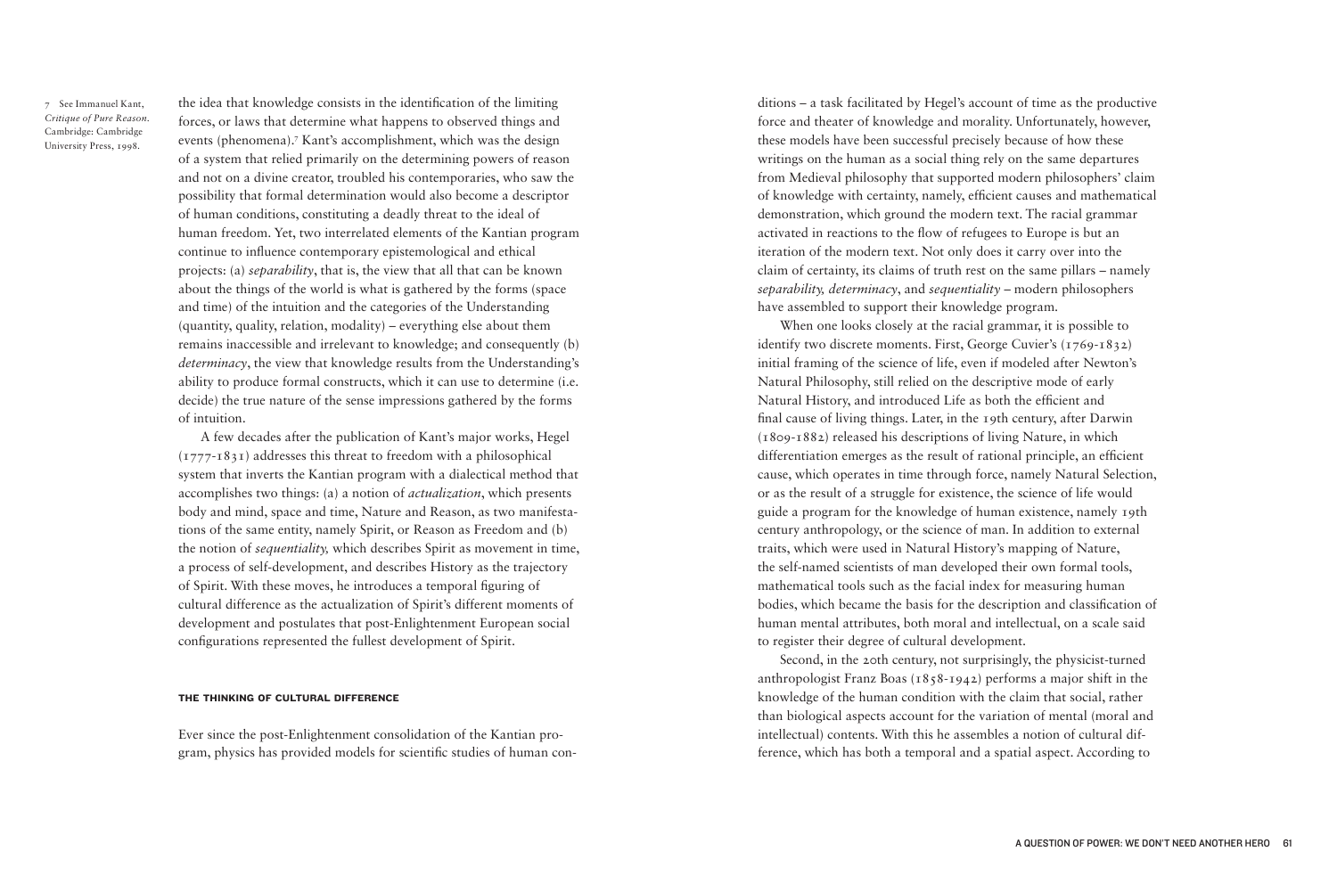the idea that knowledge consists in the identification of the limiting forces, or laws that determine what happens to observed things and events (phenomena).[7] Kant's accomplishment, which was the design of a system that relied primarily on the determining powers of reason and not on a divine creator, troubled his contemporaries, who saw the possibility that formal determination would also become a descriptor of human conditions, constituting a deadly threat to the ideal of human freedom. Yet, two interrelated elements of the Kantian program continue to influence contemporary epistemological and ethical projects: (a) *separability*, that is, the view that all that can be known about the things of the world is what is gathered by the forms (space and time) of the intuition and the categories of the Understanding (quantity, quality, relation, modality) – everything else about them remains inaccessible and irrelevant to knowledge; and consequently (b) *determinacy*, the view that knowledge results from the Understanding's ability to produce formal constructs, which it can use to determine (i.e. decide) the true nature of the sense impressions gathered by the forms of intuition.

7 See Immanuel Kant, *Critique of Pure Reason*. Cambridge: Cambridge University Press, 1998.

A few decades after the publication of Kant's major works, Hegel (1777-1831) addresses this threat to freedom with a philosophical system that inverts the Kantian program with a dialectical method that accomplishes two things: (a) a notion of *actualization*, which presents body and mind, space and time, Nature and Reason, as two manifestations of the same entity, namely Spirit, or Reason as Freedom and (b) the notion of *sequentiality,* which describes Spirit as movement in time, a process of self-development, and describes History as the trajectory of Spirit. With these moves, he introduces a temporal figuring of cultural difference as the actualization of Spirit's different moments of development and postulates that post-Enlightenment European social configurations represented the fullest development of Spirit.

### THE THINKING OF CULTURAL DIFFERENCE

Ever since the post-Enlightenment consolidation of the Kantian program, physics has provided models for scientific studies of human conditions – a task facilitated by Hegel's account of time as the productive force and theater of knowledge and morality. Unfortunately, however, these models have been successful precisely because of how these writings on the human as a social thing rely on the same departures from Medieval philosophy that supported modern philosophers' claim of knowledge with certainty, namely, efficient causes and mathematical demonstration, which ground the modern text. The racial grammar activated in reactions to the flow of refugees to Europe is but an iteration of the modern text. Not only does it carry over into the claim of certainty, its claims of truth rest on the same pillars – namely *separability, determinacy*, and *sequentiality* – modern philosophers have assembled to support their knowledge program.

When one looks closely at the racial grammar, it is possible to identify two discrete moments. First, George Cuvier's (1769-1832) initial framing of the science of life, even if modeled after Newton's Natural Philosophy, still relied on the descriptive mode of early Natural History, and introduced Life as both the efficient and final cause of living things. Later, in the 19th century, after Darwin (1809-1882) released his descriptions of living Nature, in which differentiation emerges as the result of rational principle, an efficient cause, which operates in time through force, namely Natural Selection, or as the result of a struggle for existence, the science of life would guide a program for the knowledge of human existence, namely 19th century anthropology, or the science of man. In addition to external traits, which were used in Natural History's mapping of Nature, the self-named scientists of man developed their own formal tools, mathematical tools such as the facial index for measuring human bodies, which became the basis for the description and classification of human mental attributes, both moral and intellectual, on a scale said to register their degree of cultural development.

Second, in the 20th century, not surprisingly, the physicist-turned anthropologist Franz Boas (1858-1942) performs a major shift in the knowledge of the human condition with the claim that social, rather than biological aspects account for the variation of mental (moral and intellectual) contents. With this he assembles a notion of cultural difference, which has both a temporal and a spatial aspect. According to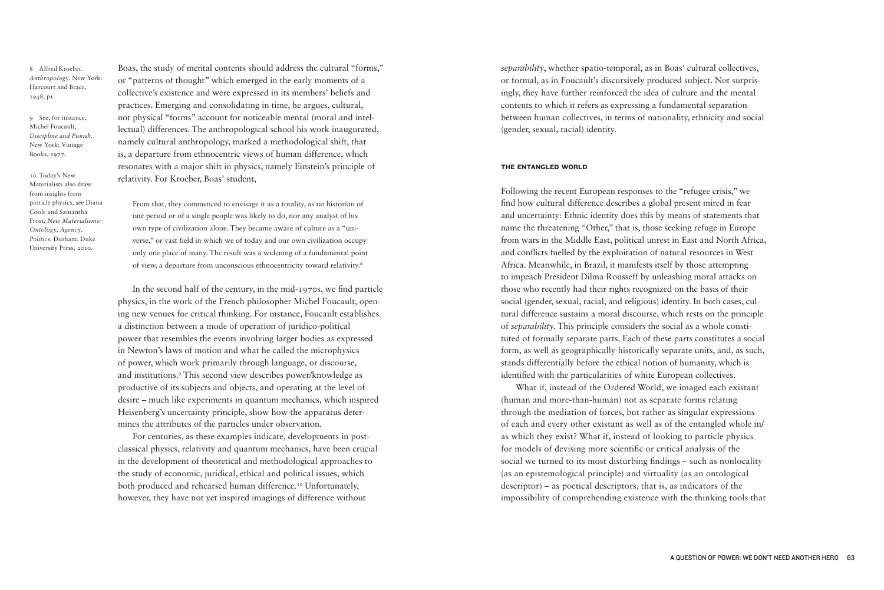Boas, the study of mental contents should address the cultural "forms," or "patterns of thought" which emerged in the early moments of a collective's existence and were expressed in its members' beliefs and practices. Emerging and consolidating in time, he argues, cultural, not physical "forms" account for noticeable mental (moral and intellectual) differences. The anthropological school his work inaugurated, namely cultural anthropology, marked a methodological shift, that is, a departure from ethnocentric views of human difference, which resonates with a major shift in physics, namely Einstein's principle of relativity. For Kroeber, Boas' student,

> From that, they commenced to envisage it as a totality, as no historian of one period or of a single people was likely to do, nor any analyst of his own type of civilization alone. They became aware of culture as a "universe," or vast field in which we of today and our own civilization occupy only one place of many. The result was a widening of a fundamental point of view, a departure from unconscious ethnocentricity toward relativity.[8]

In the second half of the century, in the mid-1970s, we find particle physics, in the work of the French philosopher Michel Foucault, opening new venues for critical thinking. For instance, Foucault establishes a distinction between a mode of operation of juridico-political power that resembles the events involving larger bodies as expressed in Newton's laws of motion and what he called the microphysics of power, which work primarily through language, or discourse, and institutions.[9] This second view describes power/knowledge as productive of its subjects and objects, and operating at the level of desire – much like experiments in quantum mechanics, which inspired Heisenberg's uncertainty principle, show how the apparatus determines the attributes of the particles under observation.

For centuries, as these examples indicate, developments in post-classical physics, relativity and quantum mechanics, have been crucial in the development of theoretical and methodological approaches to the study of economic, juridical, ethical and political issues, which both produced and rehearsed human difference.[10] Unfortunately, however, they have not yet inspired imagings of difference without *separability*, whether spatio-temporal, as in Boas' cultural collectives, or formal, as in Foucault's discursively produced subject. Not surprisingly, they have further reinforced the idea of culture and the mental contents to which it refers as expressing a fundamental separation between human collectives, in terms of nationality, ethnicity and social (gender, sexual, racial) identity.

8 Alfred Kroeber. *Anthropology*. New York: Harcourt and Brace, 1948, p1.

9 See, for instance, Michel Foucault, *Discipline and Punish*. New York: Vintage Books, 1977.

10 Today's New Materialists also draw from insights from particle physics, see Diana Coole and Samantha Frost, *New Materialisms: Ontology, Agency, Politics*. Durham: Duke University Press, 2010.

### THE ENTANGLED WORLD

Following the recent European responses to the "refugee crisis," we find how cultural difference describes a global present mired in fear and uncertainty: Ethnic identity does this by means of statements that name the threatening "Other," that is, those seeking refuge in Europe from wars in the Middle East, political unrest in East and North Africa, and conflicts fuelled by the exploitation of natural resources in West Africa. Meanwhile, in Brazil, it manifests itself by those attempting to impeach President Dilma Rousseff by unleashing moral attacks on those who recently had their rights recognized on the basis of their social (gender, sexual, racial, and religious) identity. In both cases, cultural difference sustains a moral discourse, which rests on the principle of *separability*. This principle considers the social as a whole constituted of formally separate parts. Each of these parts constitutes a social form, as well as geographically-historically separate units, and, as such, stands differentially before the ethical notion of humanity, which is identified with the particularities of white European collectives.

What if, instead of the Ordered World, we imaged each existant (human and more-than-human) not as separate forms relating through the mediation of forces, but rather as singular expressions of each and every other existant as well as of the entangled whole in/as which they exist? What if, instead of looking to particle physics for models of devising more scientific or critical analysis of the social we turned to its most disturbing findings – such as nonlocality (as an epistemological principle) and virtuality (as an ontological descriptor) – as poetical descriptors, that is, as indicators of the impossibility of comprehending existence with the thinking tools that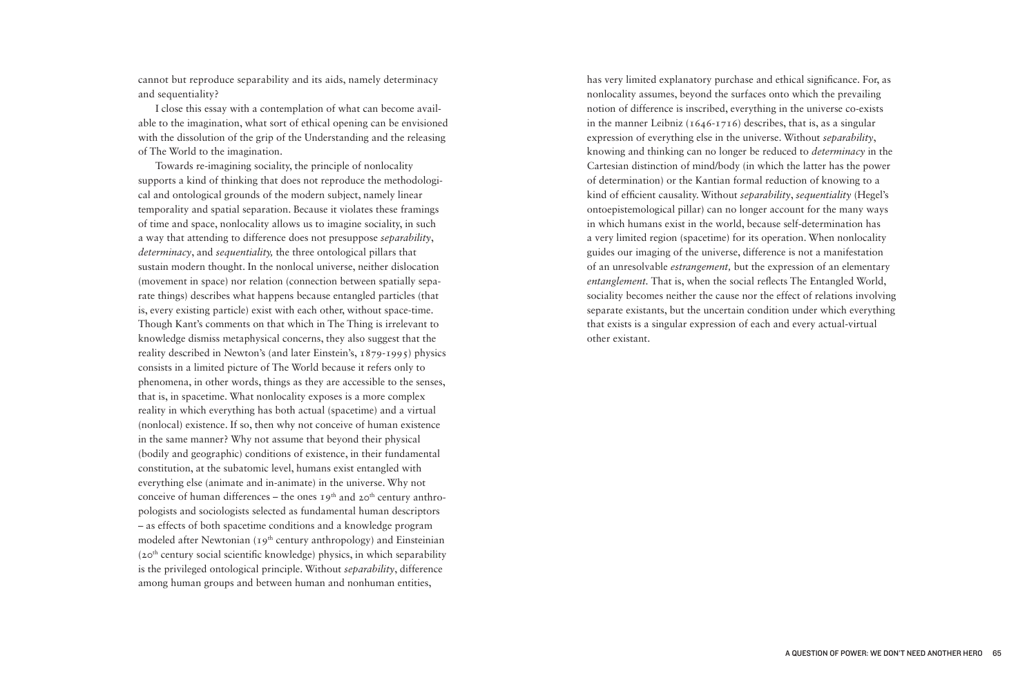cannot but reproduce separability and its aids, namely determinacy and sequentiality?

I close this essay with a contemplation of what can become available to the imagination, what sort of ethical opening can be envisioned with the dissolution of the grip of the Understanding and the releasing of The World to the imagination.

Towards re-imagining sociality, the principle of nonlocality supports a kind of thinking that does not reproduce the methodological and ontological grounds of the modern subject, namely linear temporality and spatial separation. Because it violates these framings of time and space, nonlocality allows us to imagine sociality, in such a way that attending to difference does not presuppose *separability*, *determinacy*, and *sequentiality,* the three ontological pillars that sustain modern thought. In the nonlocal universe, neither dislocation (movement in space) nor relation (connection between spatially separate things) describes what happens because entangled particles (that is, every existing particle) exist with each other, without space-time. Though Kant's comments on that which in The Thing is irrelevant to knowledge dismiss metaphysical concerns, they also suggest that the reality described in Newton's (and later Einstein's, 1879-1995) physics consists in a limited picture of The World because it refers only to phenomena, in other words, things as they are accessible to the senses, that is, in spacetime. What nonlocality exposes is a more complex reality in which everything has both actual (spacetime) and a virtual (nonlocal) existence. If so, then why not conceive of human existence in the same manner? Why not assume that beyond their physical (bodily and geographic) conditions of existence, in their fundamental constitution, at the subatomic level, humans exist entangled with everything else (animate and in-animate) in the universe. Why not conceive of human differences – the ones 19th and 20th century anthropologists and sociologists selected as fundamental human descriptors – as effects of both spacetime conditions and a knowledge program modeled after Newtonian (19th century anthropology) and Einsteinian (20th century social scientific knowledge) physics, in which separability is the privileged ontological principle. Without *separability*, difference among human groups and between human and nonhuman entities, has very limited explanatory purchase and ethical significance. For, as nonlocality assumes, beyond the surfaces onto which the prevailing notion of difference is inscribed, everything in the universe co-exists in the manner Leibniz (1646-1716) describes, that is, as a singular expression of everything else in the universe. Without *separability*, knowing and thinking can no longer be reduced to *determinacy* in the Cartesian distinction of mind/body (in which the latter has the power of determination) or the Kantian formal reduction of knowing to a kind of efficient causality. Without *separability*, *sequentiality* (Hegel's ontoepistemological pillar) can no longer account for the many ways in which humans exist in the world, because self-determination has a very limited region (spacetime) for its operation. When nonlocality guides our imaging of the universe, difference is not a manifestation of an unresolvable *estrangement,* but the expression of an elementary *entanglement.* That is, when the social reflects The Entangled World, sociality becomes neither the cause nor the effect of relations involving separate existants, but the uncertain condition under which everything that exists is a singular expression of each and every actual-virtual other existant.